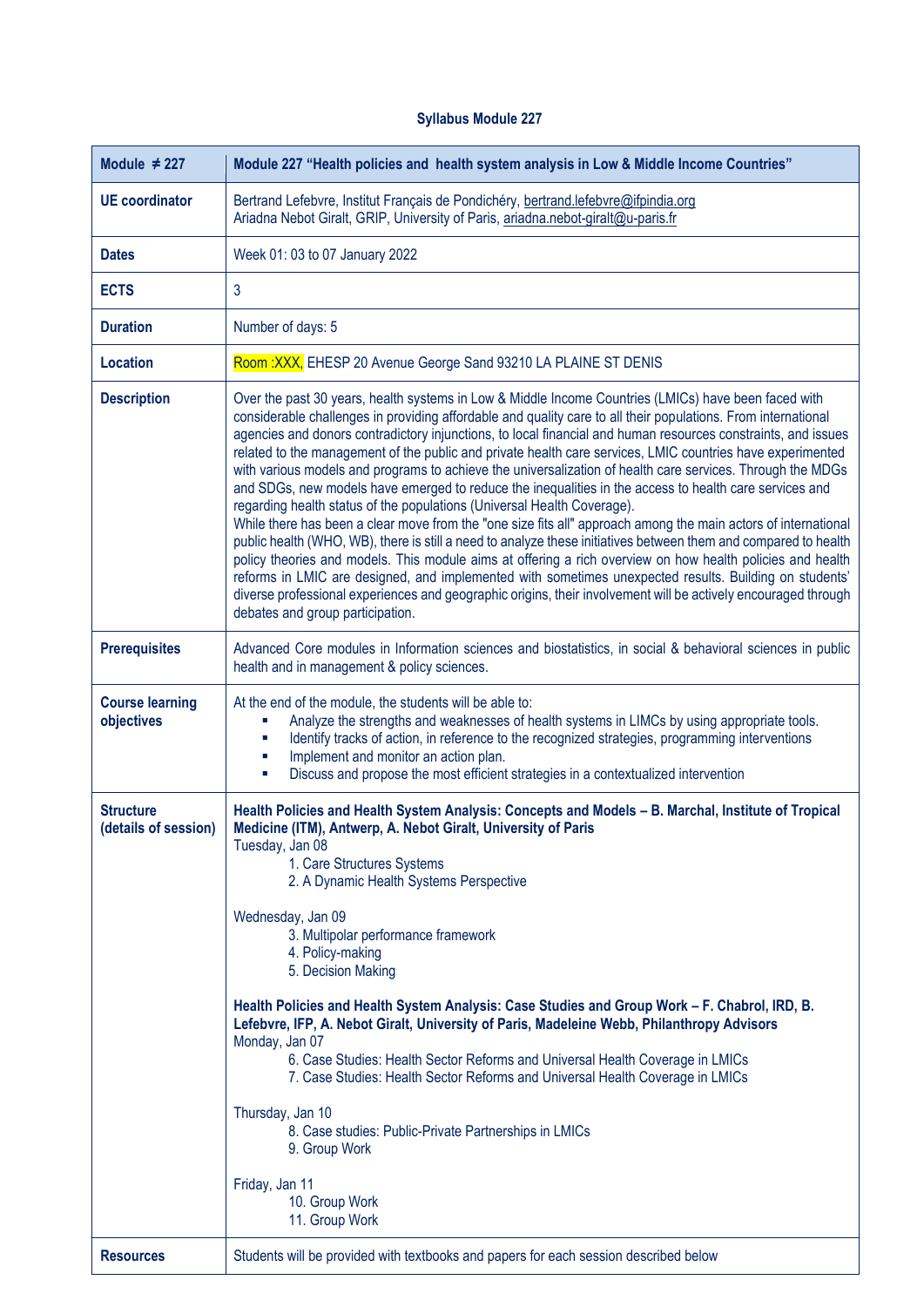# Syllabus Module 227

| Module ≠ 227 | Module 227 "Health policies and health system analysis in Low & Middle Income Countries" |
|---|---|
| **UE coordinator** | Bertrand Lefebvre, Institut Français de Pondichéry, bertrand.lefebvre@ifpindia.org<br>Ariadna Nebot Giralt, GRIP, University of Paris, ariadna.nebot-giralt@u-paris.fr |
| **Dates** | Week 01: 03 to 07 January 2022 |
| **ECTS** | 3 |
| **Duration** | Number of days: 5 |
| **Location** | Room :XXX, EHESP 20 Avenue George Sand 93210 LA PLAINE ST DENIS |
| **Description** | Over the past 30 years, health systems in Low & Middle Income Countries (LMICs) have been faced with considerable challenges in providing affordable and quality care to all their populations. From international agencies and donors contradictory injunctions, to local financial and human resources constraints, and issues related to the management of the public and private health care services, LMIC countries have experimented with various models and programs to achieve the universalization of health care services. Through the MDGs and SDGs, new models have emerged to reduce the inequalities in the access to health care services and regarding health status of the populations (Universal Health Coverage).<br>While there has been a clear move from the "one size fits all" approach among the main actors of international public health (WHO, WB), there is still a need to analyze these initiatives between them and compared to health policy theories and models. This module aims at offering a rich overview on how health policies and health reforms in LMIC are designed, and implemented with sometimes unexpected results. Building on students' diverse professional experiences and geographic origins, their involvement will be actively encouraged through debates and group participation. |
| **Prerequisites** | Advanced Core modules in Information sciences and biostatistics, in social & behavioral sciences in public health and in management & policy sciences. |
| **Course learning objectives** | At the end of the module, the students will be able to:<br>▪ Analyze the strengths and weaknesses of health systems in LIMCs by using appropriate tools.<br>▪ Identify tracks of action, in reference to the recognized strategies, programming interventions<br>▪ Implement and monitor an action plan.<br>▪ Discuss and propose the most efficient strategies in a contextualized intervention |
| **Structure (details of session)** | **Health Policies and Health System Analysis: Concepts and Models – B. Marchal, Institute of Tropical Medicine (ITM), Antwerp, A. Nebot Giralt, University of Paris**<br>Tuesday, Jan 08<br>1. Care Structures Systems<br>2. A Dynamic Health Systems Perspective<br><br>Wednesday, Jan 09<br>3. Multipolar performance framework<br>4. Policy-making<br>5. Decision Making<br><br>**Health Policies and Health System Analysis: Case Studies and Group Work – F. Chabrol, IRD, B. Lefebvre, IFP, A. Nebot Giralt, University of Paris, Madeleine Webb, Philanthropy Advisors**<br>Monday, Jan 07<br>6. Case Studies: Health Sector Reforms and Universal Health Coverage in LMICs<br>7. Case Studies: Health Sector Reforms and Universal Health Coverage in LMICs<br><br>Thursday, Jan 10<br>8. Case studies: Public-Private Partnerships in LMICs<br>9. Group Work<br><br>Friday, Jan 11<br>10. Group Work<br>11. Group Work |
| **Resources** | Students will be provided with textbooks and papers for each session described below |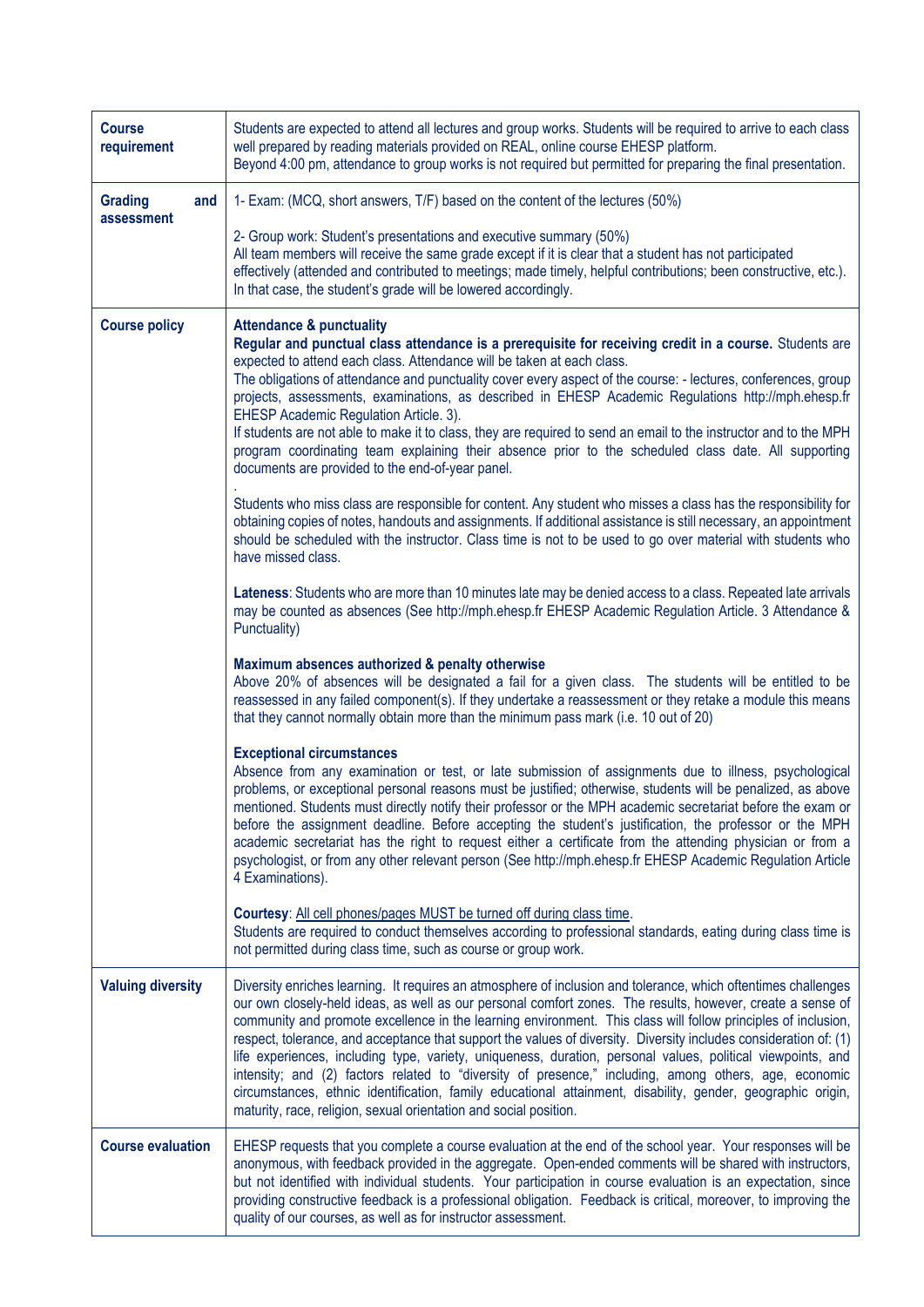| | |
|---|---|
| **Course requirement** | Students are expected to attend all lectures and group works. Students will be required to arrive to each class well prepared by reading materials provided on REAL, online course EHESP platform.<br>Beyond 4:00 pm, attendance to group works is not required but permitted for preparing the final presentation. |
| **Grading and assessment** | 1- Exam: (MCQ, short answers, T/F) based on the content of the lectures (50%)<br><br>2- Group work: Student's presentations and executive summary (50%)<br>All team members will receive the same grade except if it is clear that a student has not participated effectively (attended and contributed to meetings; made timely, helpful contributions; been constructive, etc.). In that case, the student's grade will be lowered accordingly. |
| **Course policy** | **Attendance & punctuality**<br>**Regular and punctual class attendance is a prerequisite for receiving credit in a course.** Students are expected to attend each class. Attendance will be taken at each class.<br>The obligations of attendance and punctuality cover every aspect of the course: - lectures, conferences, group projects, assessments, examinations, as described in EHESP Academic Regulations http://mph.ehesp.fr EHESP Academic Regulation Article. 3).<br>If students are not able to make it to class, they are required to send an email to the instructor and to the MPH program coordinating team explaining their absence prior to the scheduled class date. All supporting documents are provided to the end-of-year panel.<br>.<br>Students who miss class are responsible for content. Any student who misses a class has the responsibility for obtaining copies of notes, handouts and assignments. If additional assistance is still necessary, an appointment should be scheduled with the instructor. Class time is not to be used to go over material with students who have missed class.<br><br>**Lateness**: Students who are more than 10 minutes late may be denied access to a class. Repeated late arrivals may be counted as absences (See http://mph.ehesp.fr EHESP Academic Regulation Article. 3 Attendance & Punctuality)<br><br>**Maximum absences authorized & penalty otherwise**<br>Above 20% of absences will be designated a fail for a given class. The students will be entitled to be reassessed in any failed component(s). If they undertake a reassessment or they retake a module this means that they cannot normally obtain more than the minimum pass mark (i.e. 10 out of 20)<br><br>**Exceptional circumstances**<br>Absence from any examination or test, or late submission of assignments due to illness, psychological problems, or exceptional personal reasons must be justified; otherwise, students will be penalized, as above mentioned. Students must directly notify their professor or the MPH academic secretariat before the exam or before the assignment deadline. Before accepting the student's justification, the professor or the MPH academic secretariat has the right to request either a certificate from the attending physician or from a psychologist, or from any other relevant person (See http://mph.ehesp.fr EHESP Academic Regulation Article 4 Examinations).<br><br>**Courtesy**: All cell phones/pages MUST be turned off during class time.<br>Students are required to conduct themselves according to professional standards, eating during class time is not permitted during class time, such as course or group work. |
| **Valuing diversity** | Diversity enriches learning. It requires an atmosphere of inclusion and tolerance, which oftentimes challenges our own closely-held ideas, as well as our personal comfort zones. The results, however, create a sense of community and promote excellence in the learning environment. This class will follow principles of inclusion, respect, tolerance, and acceptance that support the values of diversity. Diversity includes consideration of: (1) life experiences, including type, variety, uniqueness, duration, personal values, political viewpoints, and intensity; and (2) factors related to "diversity of presence," including, among others, age, economic circumstances, ethnic identification, family educational attainment, disability, gender, geographic origin, maturity, race, religion, sexual orientation and social position. |
| **Course evaluation** | EHESP requests that you complete a course evaluation at the end of the school year. Your responses will be anonymous, with feedback provided in the aggregate. Open-ended comments will be shared with instructors, but not identified with individual students. Your participation in course evaluation is an expectation, since providing constructive feedback is a professional obligation. Feedback is critical, moreover, to improving the quality of our courses, as well as for instructor assessment. |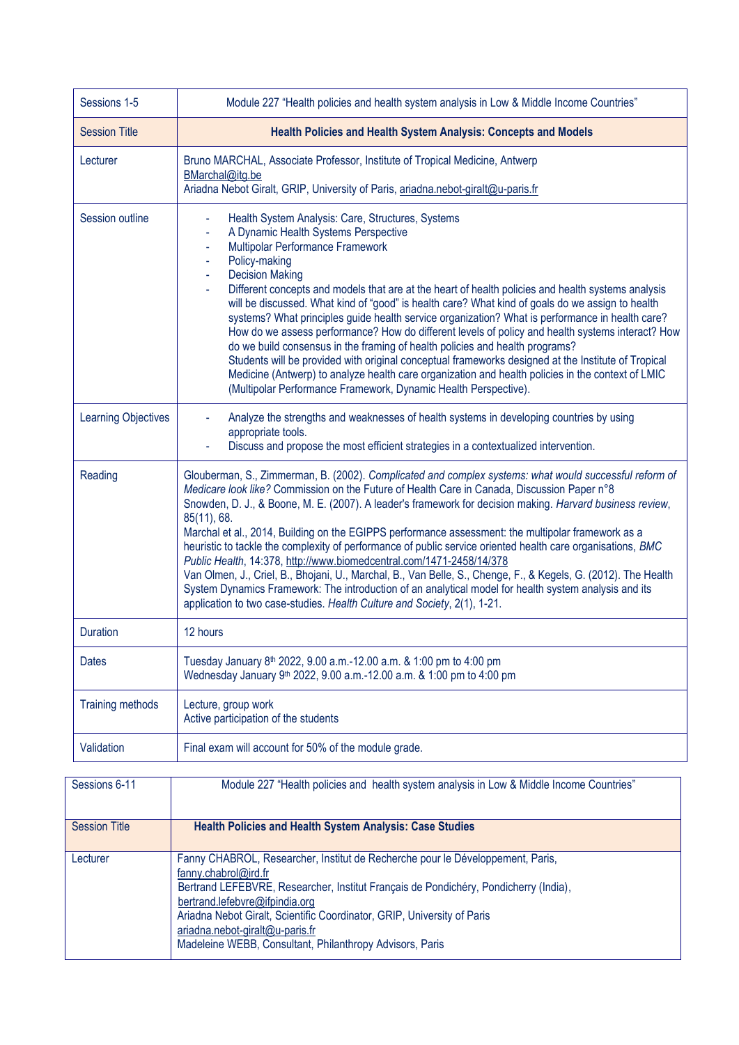| Sessions 1-5 | Module 227 "Health policies and health system analysis in Low & Middle Income Countries" |
|---|---|
| Session Title | **Health Policies and Health System Analysis: Concepts and Models** |
| Lecturer | Bruno MARCHAL, Associate Professor, Institute of Tropical Medicine, Antwerp<br>BMarchal@itg.be<br>Ariadna Nebot Giralt, GRIP, University of Paris, ariadna.nebot-giralt@u-paris.fr |
| Session outline | - Health System Analysis: Care, Structures, Systems<br>- A Dynamic Health Systems Perspective<br>- Multipolar Performance Framework<br>- Policy-making<br>- Decision Making<br>- Different concepts and models that are at the heart of health policies and health systems analysis will be discussed. What kind of "good" is health care? What kind of goals do we assign to health systems? What principles guide health service organization? What is performance in health care? How do we assess performance? How do different levels of policy and health systems interact? How do we build consensus in the framing of health policies and health programs?<br>Students will be provided with original conceptual frameworks designed at the Institute of Tropical Medicine (Antwerp) to analyze health care organization and health policies in the context of LMIC (Multipolar Performance Framework, Dynamic Health Perspective). |
| Learning Objectives | - Analyze the strengths and weaknesses of health systems in developing countries by using appropriate tools.<br>- Discuss and propose the most efficient strategies in a contextualized intervention. |
| Reading | Glouberman, S., Zimmerman, B. (2002). *Complicated and complex systems: what would successful reform of Medicare look like?* Commission on the Future of Health Care in Canada, Discussion Paper n°8<br>Snowden, D. J., & Boone, M. E. (2007). A leader's framework for decision making. *Harvard business review*, 85(11), 68.<br>Marchal et al., 2014, Building on the EGIPPS performance assessment: the multipolar framework as a heuristic to tackle the complexity of performance of public service oriented health care organisations, *BMC Public Health*, 14:378, http://www.biomedcentral.com/1471-2458/14/378<br>Van Olmen, J., Criel, B., Bhojani, U., Marchal, B., Van Belle, S., Chenge, F., & Kegels, G. (2012). The Health System Dynamics Framework: The introduction of an analytical model for health system analysis and its application to two case-studies. *Health Culture and Society*, 2(1), 1-21. |
| Duration | 12 hours |
| Dates | Tuesday January 8th 2022, 9.00 a.m.-12.00 a.m. & 1:00 pm to 4:00 pm<br>Wednesday January 9th 2022, 9.00 a.m.-12.00 a.m. & 1:00 pm to 4:00 pm |
| Training methods | Lecture, group work<br>Active participation of the students |
| Validation | Final exam will account for 50% of the module grade. |

| Sessions 6-11 | Module 227 "Health policies and health system analysis in Low & Middle Income Countries" |
|---|---|
| Session Title | **Health Policies and Health System Analysis: Case Studies** |
| Lecturer | Fanny CHABROL, Researcher, Institut de Recherche pour le Développement, Paris,<br>fanny.chabrol@ird.fr<br>Bertrand LEFEBVRE, Researcher, Institut Français de Pondichéry, Pondicherry (India),<br>bertrand.lefebvre@ifpindia.org<br>Ariadna Nebot Giralt, Scientific Coordinator, GRIP, University of Paris<br>ariadna.nebot-giralt@u-paris.fr<br>Madeleine WEBB, Consultant, Philanthropy Advisors, Paris |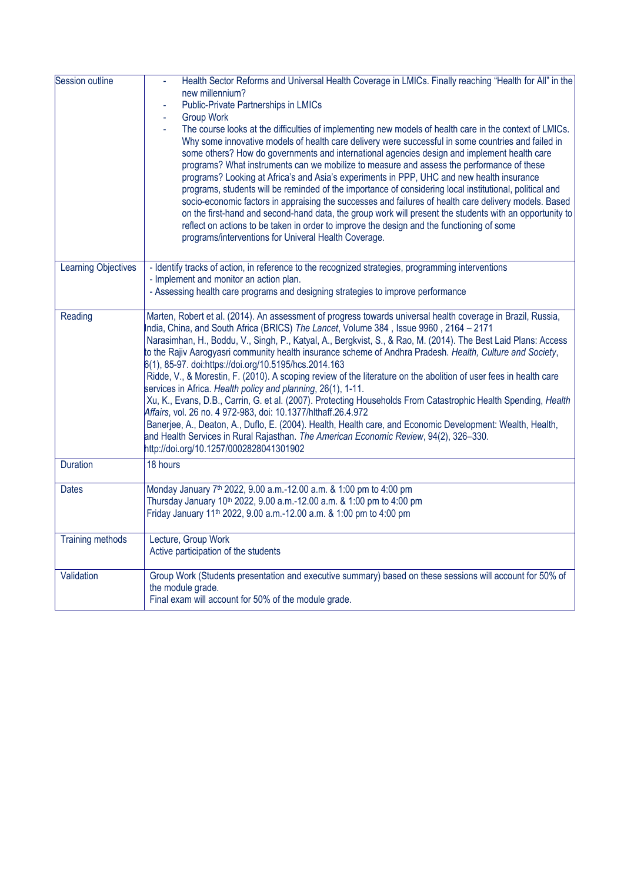| | |
|---|---|
| Session outline | - Health Sector Reforms and Universal Health Coverage in LMICs. Finally reaching "Health for All" in the new millennium?<br>- Public-Private Partnerships in LMICs<br>- Group Work<br>- The course looks at the difficulties of implementing new models of health care in the context of LMICs. Why some innovative models of health care delivery were successful in some countries and failed in some others? How do governments and international agencies design and implement health care programs? What instruments can we mobilize to measure and assess the performance of these programs? Looking at Africa's and Asia's experiments in PPP, UHC and new health insurance programs, students will be reminded of the importance of considering local institutional, political and socio-economic factors in appraising the successes and failures of health care delivery models. Based on the first-hand and second-hand data, the group work will present the students with an opportunity to reflect on actions to be taken in order to improve the design and the functioning of some programs/interventions for Univeral Health Coverage. |
| Learning Objectives | - Identify tracks of action, in reference to the recognized strategies, programming interventions<br>- Implement and monitor an action plan.<br>- Assessing health care programs and designing strategies to improve performance |
| Reading | Marten, Robert et al. (2014). An assessment of progress towards universal health coverage in Brazil, Russia, India, China, and South Africa (BRICS) *The Lancet*, Volume 384 , Issue 9960 , 2164 – 2171<br>Narasimhan, H., Boddu, V., Singh, P., Katyal, A., Bergkvist, S., & Rao, M. (2014). The Best Laid Plans: Access to the Rajiv Aarogyasri community health insurance scheme of Andhra Pradesh. *Health, Culture and Society*, 6(1), 85-97. doi:https://doi.org/10.5195/hcs.2014.163<br>Ridde, V., & Morestin, F. (2010). A scoping review of the literature on the abolition of user fees in health care services in Africa. *Health policy and planning*, 26(1), 1-11.<br>Xu, K., Evans, D.B., Carrin, G. et al. (2007). Protecting Households From Catastrophic Health Spending, *Health Affairs*, vol. 26 no. 4 972-983, doi: 10.1377/hlthaff.26.4.972<br>Banerjee, A., Deaton, A., Duflo, E. (2004). Health, Health care, and Economic Development: Wealth, Health, and Health Services in Rural Rajasthan. *The American Economic Review*, 94(2), 326–330. http://doi.org/10.1257/0002828041301902 |
| Duration | 18 hours |
| Dates | Monday January 7th 2022, 9.00 a.m.-12.00 a.m. & 1:00 pm to 4:00 pm<br>Thursday January 10th 2022, 9.00 a.m.-12.00 a.m. & 1:00 pm to 4:00 pm<br>Friday January 11th 2022, 9.00 a.m.-12.00 a.m. & 1:00 pm to 4:00 pm |
| Training methods | Lecture, Group Work<br>Active participation of the students |
| Validation | Group Work (Students presentation and executive summary) based on these sessions will account for 50% of the module grade.<br>Final exam will account for 50% of the module grade. |